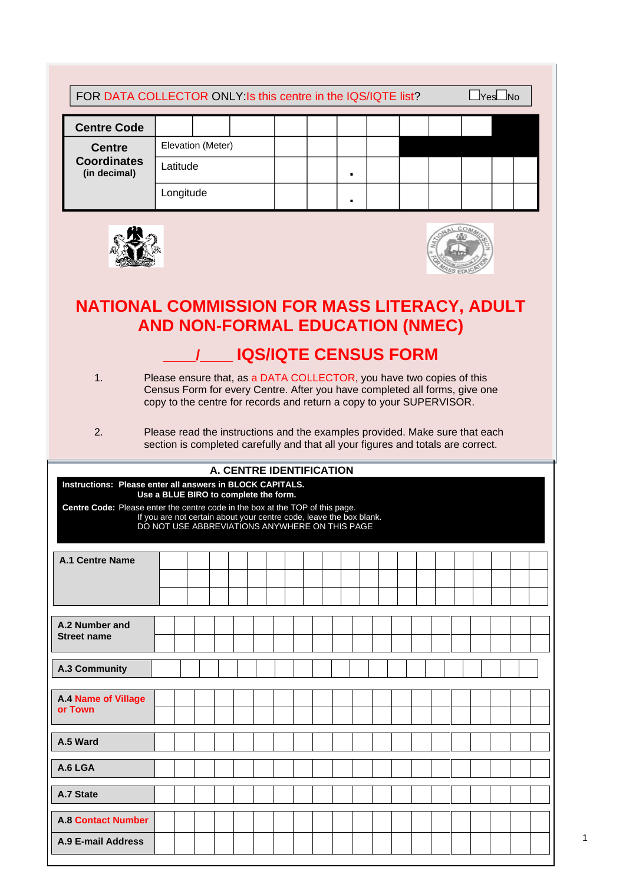FOR DATA COLLECTOR ONLY: Is this centre in the IQS/IQTE list? ☐Yes ☐No

| | | | | | | | | | | | |
|---|---|---|---|---|---|---|---|---|---|---|---|
| **Centre Code** | | | | | | | | | | | |
| **Centre Coordinates** (in decimal) | Elevation (Meter) | | | | | | | | | | |
| | Latitude | | | . | | | | | | | |
| | Longitude | | | . | | | | | | | |

# NATIONAL COMMISSION FOR MASS LITERACY, ADULT AND NON-FORMAL EDUCATION (NMEC)

## ____/____ IQS/IQTE CENSUS FORM

1. Please ensure that, as a DATA COLLECTOR, you have two copies of this Census Form for every Centre. After you have completed all forms, give one copy to the centre for records and return a copy to your SUPERVISOR.

2. Please read the instructions and the examples provided. Make sure that each section is completed carefully and that all your figures and totals are correct.

### A. CENTRE IDENTIFICATION

**Instructions: Please enter all answers in BLOCK CAPITALS.**
**Use a BLUE BIRO to complete the form.**

**Centre Code:** Please enter the centre code in the box at the TOP of this page.
If you are not certain about your centre code, leave the box blank.
DO NOT USE ABBREVIATIONS ANYWHERE ON THIS PAGE

| | |
|---|---|
| **A.1 Centre Name** | |
| **A.2 Number and Street name** | |
| **A.3 Community** | |
| **A.4 Name of Village or Town** | |
| **A.5 Ward** | |
| **A.6 LGA** | |
| **A.7 State** | |
| **A.8 Contact Number** | |
| **A.9 E-mail Address** | |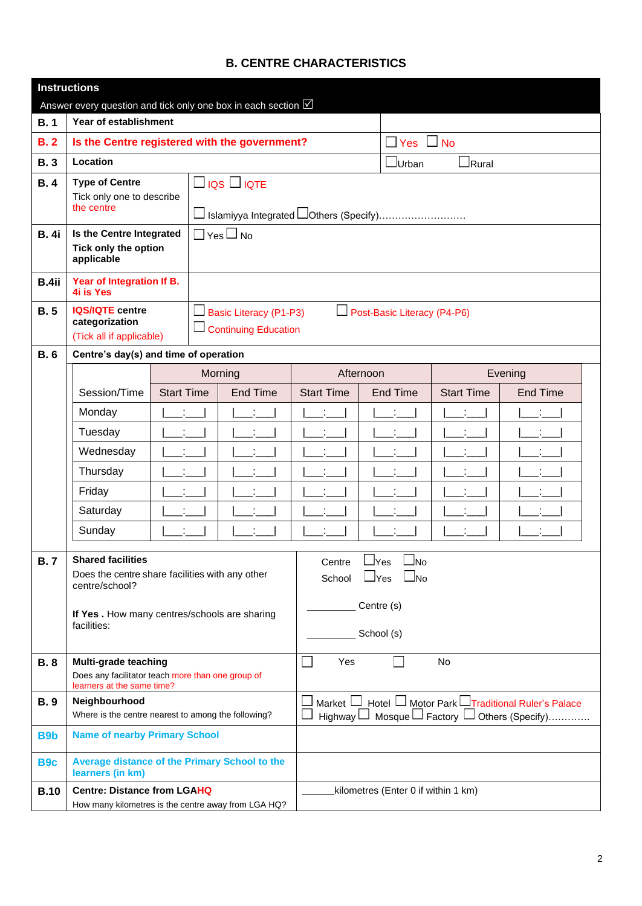## B. CENTRE CHARACTERISTICS

| | | |
|---|---|---|
| **Instructions** Answer every question and tick only one box in each section ☑ | | |
| **B. 1** | **Year of establishment** | |
| **B. 2** | **Is the Centre registered with the government?** | ☐ Yes ☐ No |
| **B. 3** | **Location** | ☐Urban ☐Rural |
| **B. 4** | **Type of Centre** Tick only one to describe the centre | ☐ IQS ☐ IQTE ☐ Islamiyya Integrated ☐Others (Specify)……………………… |
| **B. 4i** | **Is the Centre Integrated** **Tick only the option applicable** | ☐ Yes ☐ No |
| **B.4ii** | **Year of Integration If B. 4i is Yes** | |
| **B. 5** | **IQS/IQTE centre categorization** (Tick all if applicable) | ☐ Basic Literacy (P1-P3) ☐ Post-Basic Literacy (P4-P6) ☐ Continuing Education |
| **B. 6** | **Centre's day(s) and time of operation** | |

| | Morning | | Afternoon | | Evening | |
|---|---|---|---|---|---|---|
| Session/Time | Start Time | End Time | Start Time | End Time | Start Time | End Time |
| Monday | \|___:___\| | \|___:___\| | \|___:___\| | \|___:___\| | \|___:___\| | \|___:___\| |
| Tuesday | \|___:___\| | \|___:___\| | \|___:___\| | \|___:___\| | \|___:___\| | \|___:___\| |
| Wednesday | \|___:___\| | \|___:___\| | \|___:___\| | \|___:___\| | \|___:___\| | \|___:___\| |
| Thursday | \|___:___\| | \|___:___\| | \|___:___\| | \|___:___\| | \|___:___\| | \|___:___\| |
| Friday | \|___:___\| | \|___:___\| | \|___:___\| | \|___:___\| | \|___:___\| | \|___:___\| |
| Saturday | \|___:___\| | \|___:___\| | \|___:___\| | \|___:___\| | \|___:___\| | \|___:___\| |
| Sunday | \|___:___\| | \|___:___\| | \|___:___\| | \|___:___\| | \|___:___\| | \|___:___\| |

| | | |
|---|---|---|
| **B. 7** | **Shared facilities** Does the centre share facilities with any other centre/school? **If Yes .** How many centres/schools are sharing facilities: | Centre ☐Yes ☐No School ☐Yes ☐No _________ Centre (s) _________ School (s) |
| **B. 8** | **Multi-grade teaching** Does any facilitator teach more than one group of learners at the same time? | ☐ Yes ☐ No |
| **B. 9** | **Neighbourhood** Where is the centre nearest to among the following? | ☐ Market ☐ Hotel ☐ Motor Park ☐Traditional Ruler's Palace ☐ Highway ☐ Mosque ☐ Factory ☐ Others (Specify)…………. |
| **B9b** | **Name of nearby Primary School** | |
| **B9c** | **Average distance of the Primary School to the learners (in km)** | |
| **B.10** | **Centre: Distance from LGAHQ** How many kilometres is the centre away from LGA HQ? | ______kilometres (Enter 0 if within 1 km) |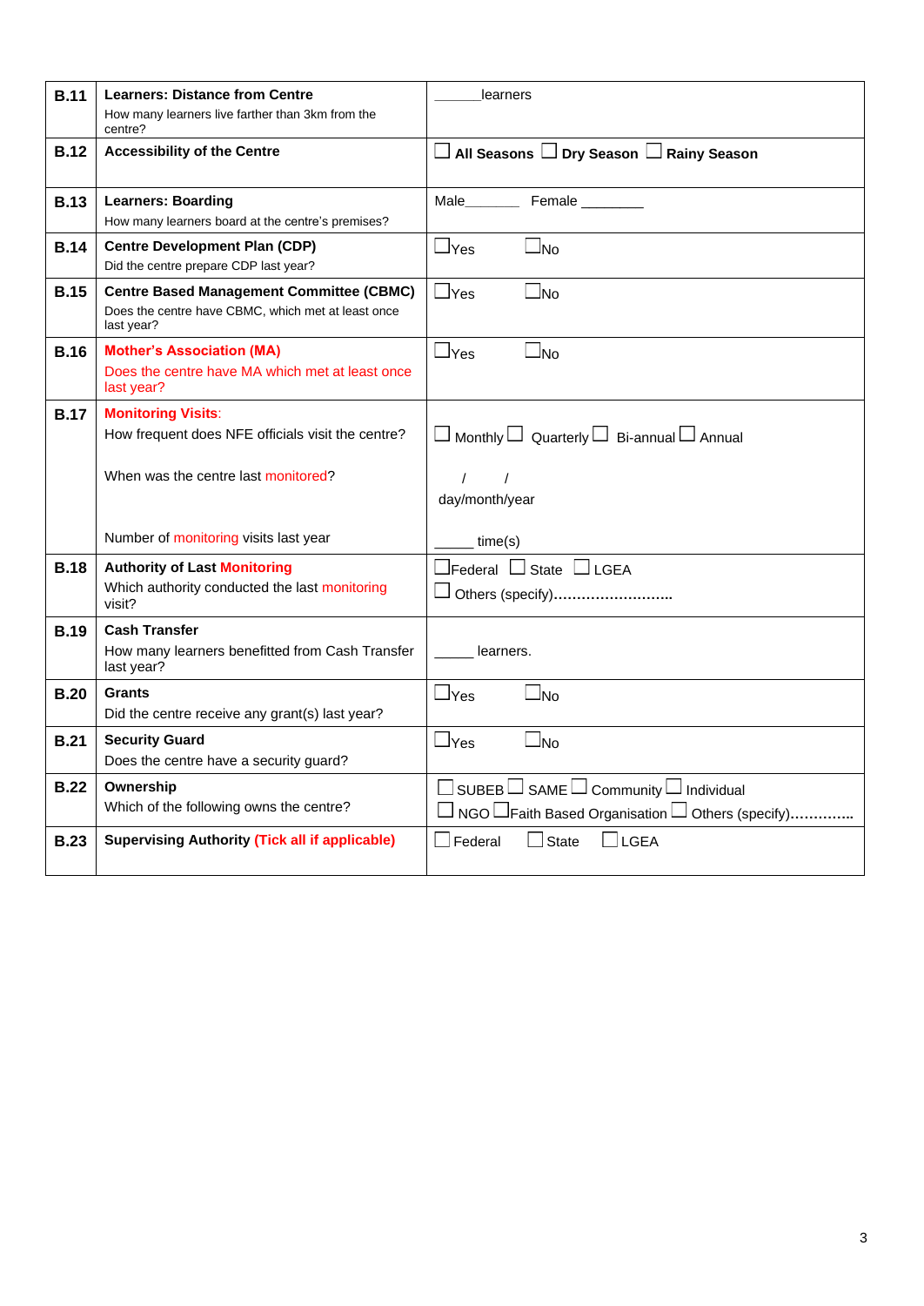| | | |
|---|---|---|
| **B.11** | **Learners: Distance from Centre**<br>How many learners live farther than 3km from the centre? | ______learners |
| **B.12** | **Accessibility of the Centre** | ☐ **All Seasons** ☐ **Dry Season** ☐ **Rainy Season** |
| **B.13** | **Learners: Boarding**<br>How many learners board at the centre's premises? | Male_______ Female ________ |
| **B.14** | **Centre Development Plan (CDP)**<br>Did the centre prepare CDP last year? | ☐Yes ☐No |
| **B.15** | **Centre Based Management Committee (CBMC)**<br>Does the centre have CBMC, which met at least once last year? | ☐Yes ☐No |
| **B.16** | **Mother's Association (MA)**<br>Does the centre have MA which met at least once last year? | ☐Yes ☐No |
| **B.17** | **Monitoring Visits:**<br>How frequent does NFE officials visit the centre?<br><br>When was the centre last monitored?<br><br>Number of monitoring visits last year | ☐ Monthly ☐ Quarterly ☐ Bi-annual ☐ Annual<br><br>/ /<br>day/month/year<br><br>_____ time(s) |
| **B.18** | **Authority of Last Monitoring**<br>Which authority conducted the last monitoring visit? | ☐Federal ☐ State ☐ LGEA<br>☐ Others (specify)…………………….. |
| **B.19** | **Cash Transfer**<br>How many learners benefitted from Cash Transfer last year? | _____ learners. |
| **B.20** | **Grants**<br>Did the centre receive any grant(s) last year? | ☐Yes ☐No |
| **B.21** | **Security Guard**<br>Does the centre have a security guard? | ☐Yes ☐No |
| **B.22** | **Ownership**<br>Which of the following owns the centre? | ☐ SUBEB ☐ SAME ☐ Community ☐ Individual<br>☐ NGO ☐Faith Based Organisation ☐ Others (specify)………….. |
| **B.23** | **Supervising Authority (Tick all if applicable)** | ☐ Federal ☐ State ☐ LGEA |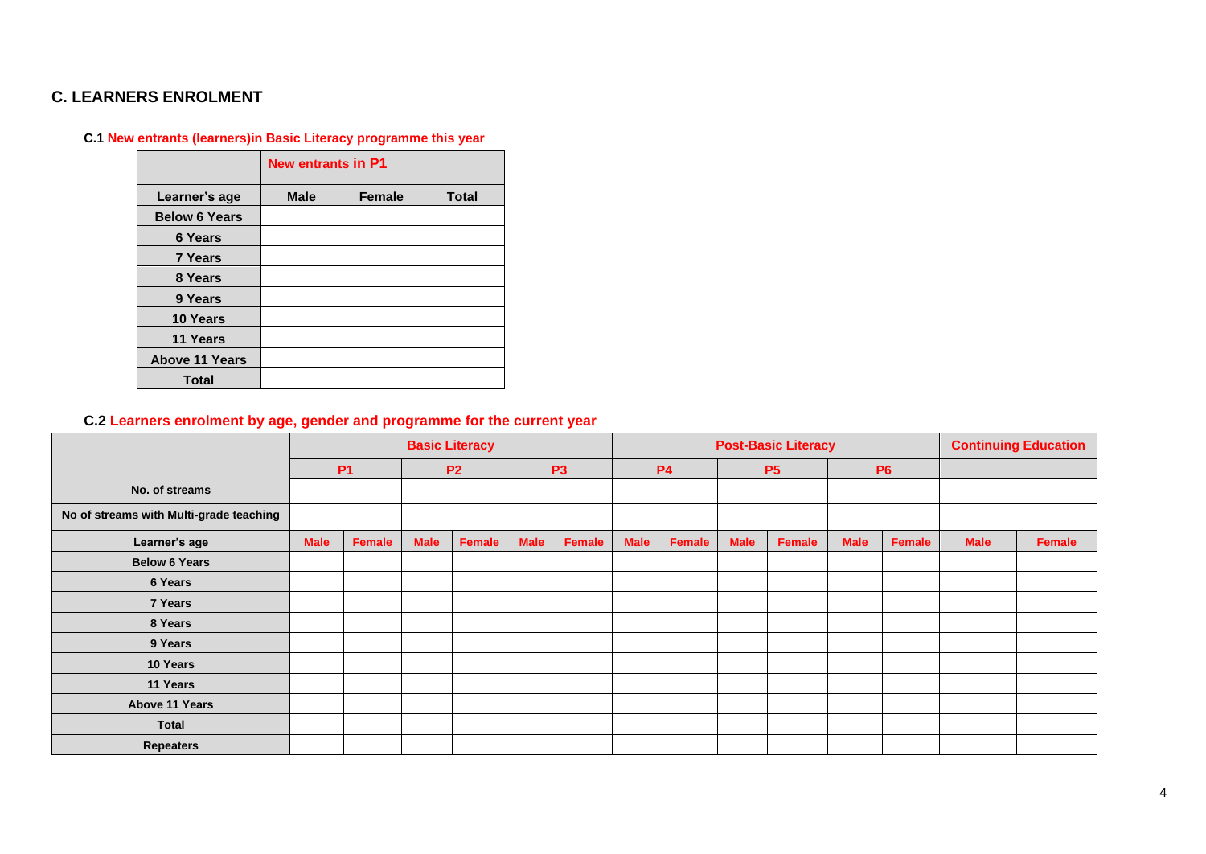## C. LEARNERS ENROLMENT

### C.1 New entrants (learners)in Basic Literacy programme this year

| | New entrants in P1 | | |
|---|---|---|---|
| Learner's age | Male | Female | Total |
| Below 6 Years | | | |
| 6 Years | | | |
| 7 Years | | | |
| 8 Years | | | |
| 9 Years | | | |
| 10 Years | | | |
| 11 Years | | | |
| Above 11 Years | | | |
| Total | | | |

### C.2 Learners enrolment by age, gender and programme for the current year

| | Basic Literacy | | | | | | Post-Basic Literacy | | | | | | Continuing Education | |
|---|---|---|---|---|---|---|---|---|---|---|---|---|---|---|
| | P1 | | P2 | | P3 | | P4 | | P5 | | P6 | | | |
| No. of streams | | | | | | | | | | | | | | |
| No of streams with Multi-grade teaching | | | | | | | | | | | | | | |
| Learner's age | Male | Female | Male | Female | Male | Female | Male | Female | Male | Female | Male | Female | Male | Female |
| Below 6 Years | | | | | | | | | | | | | | |
| 6 Years | | | | | | | | | | | | | | |
| 7 Years | | | | | | | | | | | | | | |
| 8 Years | | | | | | | | | | | | | | |
| 9 Years | | | | | | | | | | | | | | |
| 10 Years | | | | | | | | | | | | | | |
| 11 Years | | | | | | | | | | | | | | |
| Above 11 Years | | | | | | | | | | | | | | |
| Total | | | | | | | | | | | | | | |
| Repeaters | | | | | | | | | | | | | | |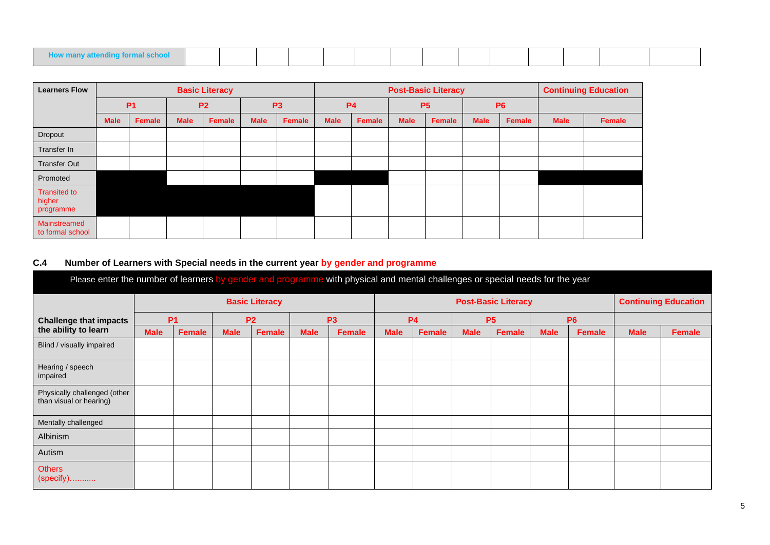| How many attending formal school | | | | | | | | | | | | | | |
|---|---|---|---|---|---|---|---|---|---|---|---|---|---|---|

| Learners Flow | Basic Literacy | | | | | | Post-Basic Literacy | | | | | | Continuing Education | |
|---|---|---|---|---|---|---|---|---|---|---|---|---|---|---|
| | P1 | | P2 | | P3 | | P4 | | P5 | | P6 | | | |
| | Male | Female | Male | Female | Male | Female | Male | Female | Male | Female | Male | Female | Male | Female |
| Dropout | | | | | | | | | | | | | | |
| Transfer In | | | | | | | | | | | | | | |
| Transfer Out | | | | | | | | | | | | | | |
| Promoted | | | | | | | | | | | | | | |
| Transited to higher programme | | | | | | | | | | | | | | |
| Mainstreamed to formal school | | | | | | | | | | | | | | |

### C.4 Number of Learners with Special needs in the current year by gender and programme

Please enter the number of learners by gender and programme with physical and mental challenges or special needs for the year

| Challenge that impacts the ability to learn | Basic Literacy | | | | | | Post-Basic Literacy | | | | | | Continuing Education | |
|---|---|---|---|---|---|---|---|---|---|---|---|---|---|---|
| | P1 | | P2 | | P3 | | P4 | | P5 | | P6 | | | |
| | Male | Female | Male | Female | Male | Female | Male | Female | Male | Female | Male | Female | Male | Female |
| Blind / visually impaired | | | | | | | | | | | | | | |
| Hearing / speech impaired | | | | | | | | | | | | | | |
| Physically challenged (other than visual or hearing) | | | | | | | | | | | | | | |
| Mentally challenged | | | | | | | | | | | | | | |
| Albinism | | | | | | | | | | | | | | |
| Autism | | | | | | | | | | | | | | |
| Others (specify)……….. | | | | | | | | | | | | | | |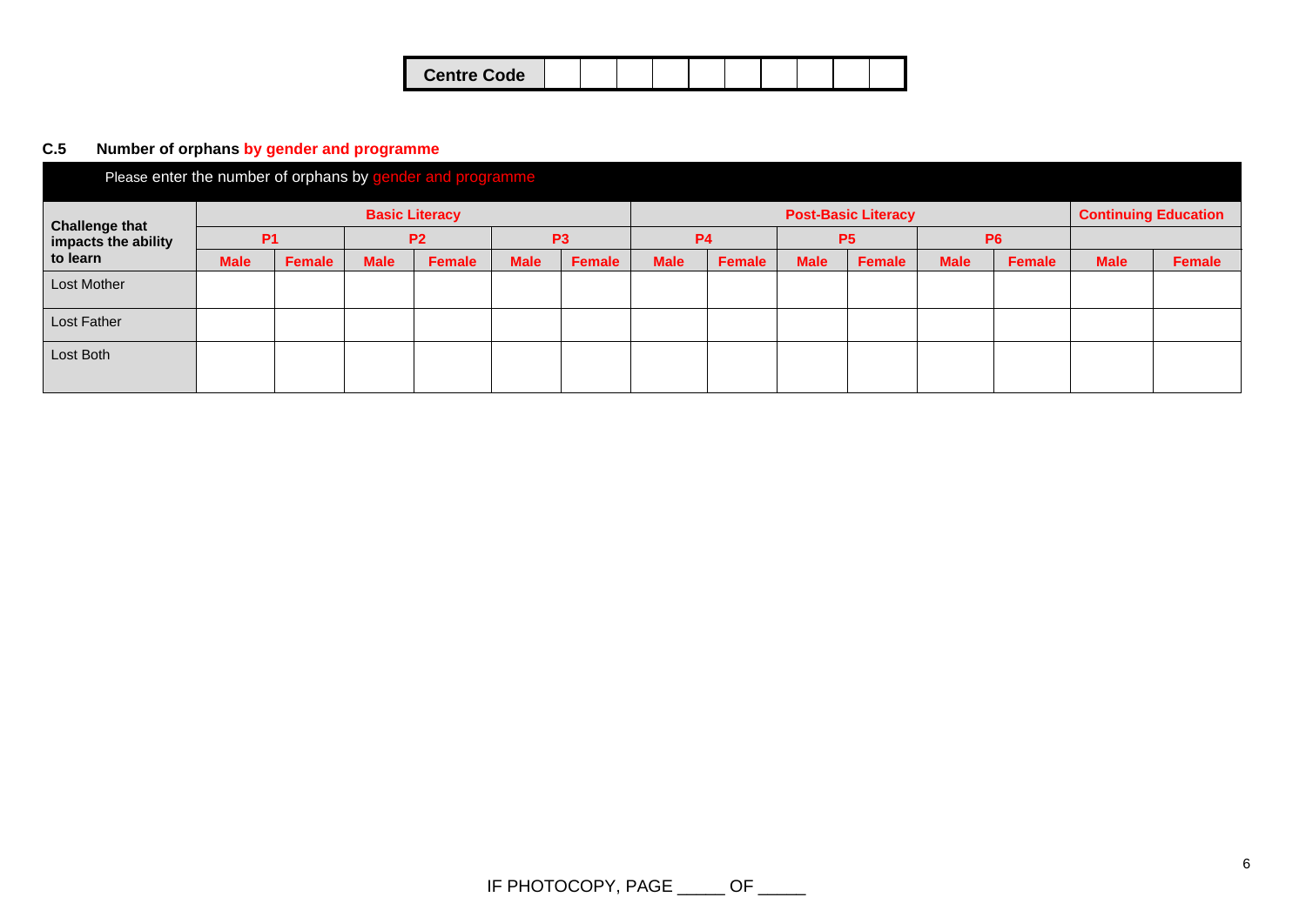| Centre Code | | | | | | | | | | |
|---|---|---|---|---|---|---|---|---|---|---|

### C.5 Number of orphans by gender and programme

Please enter the number of orphans by gender and programme

| Challenge that impacts the ability to learn | Basic Literacy | | | | | | Post-Basic Literacy | | | | | | Continuing Education | |
|---|---|---|---|---|---|---|---|---|---|---|---|---|---|---|
| | P1 | | P2 | | P3 | | P4 | | P5 | | P6 | | | |
| | Male | Female | Male | Female | Male | Female | Male | Female | Male | Female | Male | Female | Male | Female |
| Lost Mother | | | | | | | | | | | | | | |
| Lost Father | | | | | | | | | | | | | | |
| Lost Both | | | | | | | | | | | | | | |

IF PHOTOCOPY, PAGE _____ OF _____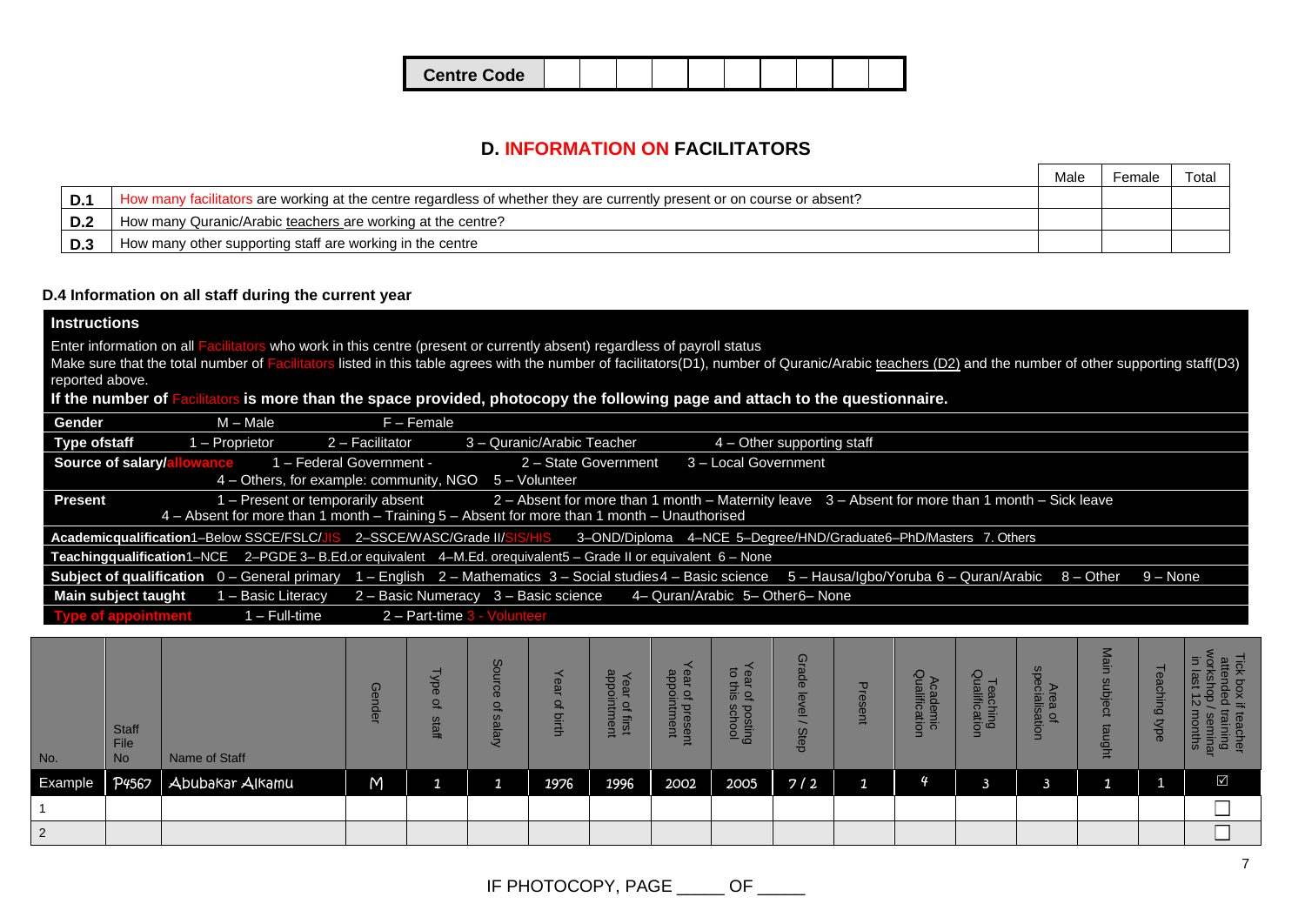| Centre Code | | | | | | | | | | |
|---|---|---|---|---|---|---|---|---|---|---|

## D. INFORMATION ON FACILITATORS

| | | Male | Female | Total |
|---|---|---|---|---|
| D.1 | How many facilitators are working at the centre regardless of whether they are currently present or on course or absent? | | | |
| D.2 | How many Quranic/Arabic teachers are working at the centre? | | | |
| D.3 | How many other supporting staff are working in the centre | | | |

### D.4 Information on all staff during the current year

**Instructions**

Enter information on all Facilitators who work in this centre (present or currently absent) regardless of payroll status

Make sure that the total number of Facilitators listed in this table agrees with the number of facilitators(D1), number of Quranic/Arabic teachers (D2) and the number of other supporting staff(D3) reported above.

**If the number of Facilitators is more than the space provided, photocopy the following page and attach to the questionnaire.**

**Gender** M – Male F – Female

**Type ofstaff** 1 – Proprietor 2 – Facilitator 3 – Quranic/Arabic Teacher 4 – Other supporting staff

**Source of salary/allowance** 1 – Federal Government - 2 – State Government 3 – Local Government 4 – Others, for example: community, NGO 5 – Volunteer

**Present** 1 – Present or temporarily absent 2 – Absent for more than 1 month – Maternity leave 3 – Absent for more than 1 month – Sick leave 4 – Absent for more than 1 month – Training 5 – Absent for more than 1 month – Unauthorised

**Academicqualification**1–Below SSCE/FSLC/JIS 2–SSCE/WASC/Grade II/SIS/HIS 3–OND/Diploma 4–NCE 5–Degree/HND/Graduate6–PhD/Masters 7. Others

**Teachingqualification**1–NCE 2–PGDE 3– B.Ed.or equivalent 4–M.Ed. orequivalent5 – Grade II or equivalent 6 – None

**Subject of qualification** 0 – General primary 1 – English 2 – Mathematics 3 – Social studies4 – Basic science 5 – Hausa/Igbo/Yoruba 6 – Quran/Arabic 8 – Other 9 – None

**Main subject taught** 1 – Basic Literacy 2 – Basic Numeracy 3 – Basic science 4– Quran/Arabic 5– Other6– None

**Type of appointment** 1 – Full-time 2 – Part-time 3 - Volunteer

| No. | Staff File No | Name of Staff | Gender | Type of staff | Source of salary | Year of birth | Year of first appointment | Year of present appointment | Year of posting to this school | Grade level / Step | Present | Academic Qualification | Teaching Qualification | Area of specialisation | Main subject taught | Teaching type | Tick box if teacher attended training workshop / seminar in last 12 months |
|---|---|---|---|---|---|---|---|---|---|---|---|---|---|---|---|---|---|
| Example | P4567 | Abubakar Alkamu | M | 1 | 1 | 1976 | 1996 | 2002 | 2005 | 7 / 2 | 1 | 4 | 3 | 3 | 1 | 1 | ☑ |
| 1 | | | | | | | | | | | | | | | | | ☐ |
| 2 | | | | | | | | | | | | | | | | | ☐ |

IF PHOTOCOPY, PAGE _____ OF _____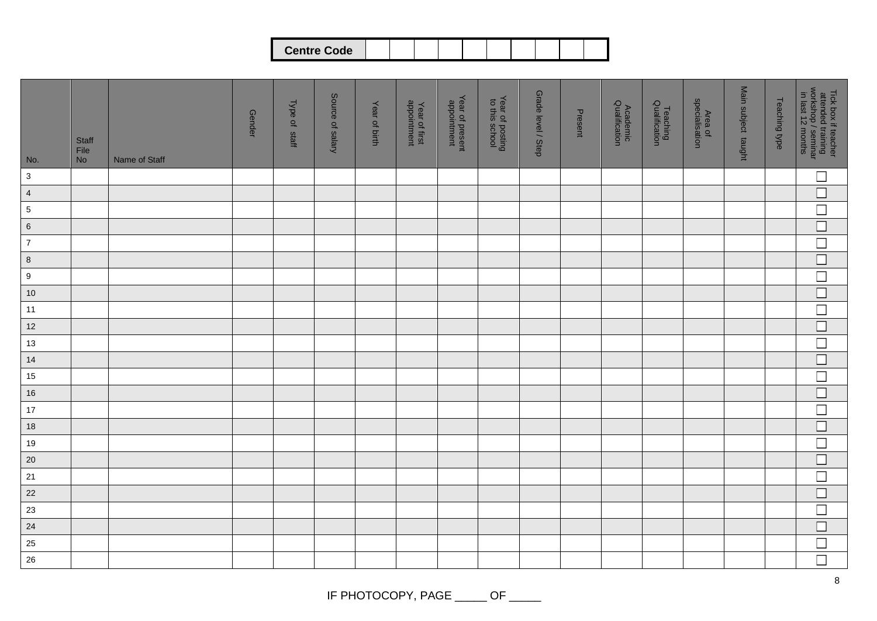| Centre Code | | | | | | | | | | |
|---|---|---|---|---|---|---|---|---|---|---|

| No. | Staff File No | Name of Staff | Gender | Type of staff | Source of salary | Year of birth | Year of first appointment | Year of present appointment | Year of posting to this school | Grade level / Step | Present | Academic Qualification | Teaching Qualification | Area of specialisation | Main subject taught | Teaching type | Tick box if teacher attended training workshop / seminar in last 12 months |
|---|---|---|---|---|---|---|---|---|---|---|---|---|---|---|---|---|---|
| 3 | | | | | | | | | | | | | | | | | ☐ |
| 4 | | | | | | | | | | | | | | | | | ☐ |
| 5 | | | | | | | | | | | | | | | | | ☐ |
| 6 | | | | | | | | | | | | | | | | | ☐ |
| 7 | | | | | | | | | | | | | | | | | ☐ |
| 8 | | | | | | | | | | | | | | | | | ☐ |
| 9 | | | | | | | | | | | | | | | | | ☐ |
| 10 | | | | | | | | | | | | | | | | | ☐ |
| 11 | | | | | | | | | | | | | | | | | ☐ |
| 12 | | | | | | | | | | | | | | | | | ☐ |
| 13 | | | | | | | | | | | | | | | | | ☐ |
| 14 | | | | | | | | | | | | | | | | | ☐ |
| 15 | | | | | | | | | | | | | | | | | ☐ |
| 16 | | | | | | | | | | | | | | | | | ☐ |
| 17 | | | | | | | | | | | | | | | | | ☐ |
| 18 | | | | | | | | | | | | | | | | | ☐ |
| 19 | | | | | | | | | | | | | | | | | ☐ |
| 20 | | | | | | | | | | | | | | | | | ☐ |
| 21 | | | | | | | | | | | | | | | | | ☐ |
| 22 | | | | | | | | | | | | | | | | | ☐ |
| 23 | | | | | | | | | | | | | | | | | ☐ |
| 24 | | | | | | | | | | | | | | | | | ☐ |
| 25 | | | | | | | | | | | | | | | | | ☐ |
| 26 | | | | | | | | | | | | | | | | | ☐ |

IF PHOTOCOPY, PAGE _____ OF _____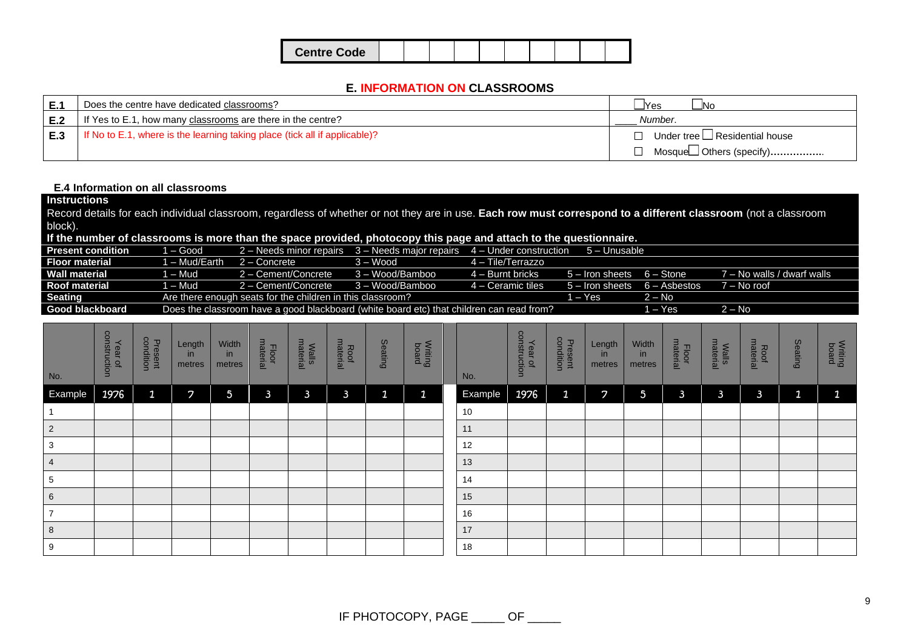| Centre Code | | | | | | | | | | |
|---|---|---|---|---|---|---|---|---|---|---|

## E. INFORMATION ON CLASSROOMS

| | | |
|---|---|---|
| **E.1** | Does the centre have dedicated classrooms? | ☐Yes ☐No |
| **E.2** | If Yes to E.1, how many classrooms are there in the centre? | ____ *Number*. |
| **E.3** | If No to E.1, where is the learning taking place (tick all if applicable)? | ☐ Under tree ☐ Residential house<br>☐ Mosque ☐ Others (specify)................ |

### E.4 Information on all classrooms

**Instructions**

Record details for each individual classroom, regardless of whether or not they are in use. **Each row must correspond to a different classroom** (not a classroom block).

**If the number of classrooms is more than the space provided, photocopy this page and attach to the questionnaire.**

| | | | | | | | |
|---|---|---|---|---|---|---|---|
| **Present condition** | 1 – Good | 2 – Needs minor repairs | 3 – Needs major repairs | 4 – Under construction | 5 – Unusable | | |
| **Floor material** | 1 – Mud/Earth | 2 – Concrete | 3 – Wood | 4 – Tile/Terrazzo | | | |
| **Wall material** | 1 – Mud | 2 – Cement/Concrete | 3 – Wood/Bamboo | 4 – Burnt bricks | 5 – Iron sheets | 6 – Stone | 7 – No walls / dwarf walls |
| **Roof material** | 1 – Mud | 2 – Cement/Concrete | 3 – Wood/Bamboo | 4 – Ceramic tiles | 5 – Iron sheets | 6 – Asbestos | 7 – No roof |
| **Seating** | Are there enough seats for the children in this classroom? | | | | 1 – Yes | 2 – No | |
| **Good blackboard** | Does the classroom have a good blackboard (white board etc) that children can read from? | | | | | 1 – Yes | 2 – No |

| No. | Year of construction | Present condition | Length in metres | Width in metres | Floor material | Walls material | Roof material | Seating | Writing board |
|---|---|---|---|---|---|---|---|---|---|
| Example | 1976 | 1 | 7 | 5 | 3 | 3 | 3 | 1 | 1 |
| 1 | | | | | | | | | |
| 2 | | | | | | | | | |
| 3 | | | | | | | | | |
| 4 | | | | | | | | | |
| 5 | | | | | | | | | |
| 6 | | | | | | | | | |
| 7 | | | | | | | | | |
| 8 | | | | | | | | | |
| 9 | | | | | | | | | |

| No. | Year of construction | Present condition | Length in metres | Width in metres | Floor material | Walls material | Roof material | Seating | Writing board |
|---|---|---|---|---|---|---|---|---|---|
| Example | 1976 | 1 | 7 | 5 | 3 | 3 | 3 | 1 | 1 |
| 10 | | | | | | | | | |
| 11 | | | | | | | | | |
| 12 | | | | | | | | | |
| 13 | | | | | | | | | |
| 14 | | | | | | | | | |
| 15 | | | | | | | | | |
| 16 | | | | | | | | | |
| 17 | | | | | | | | | |
| 18 | | | | | | | | | |

IF PHOTOCOPY, PAGE _____ OF _____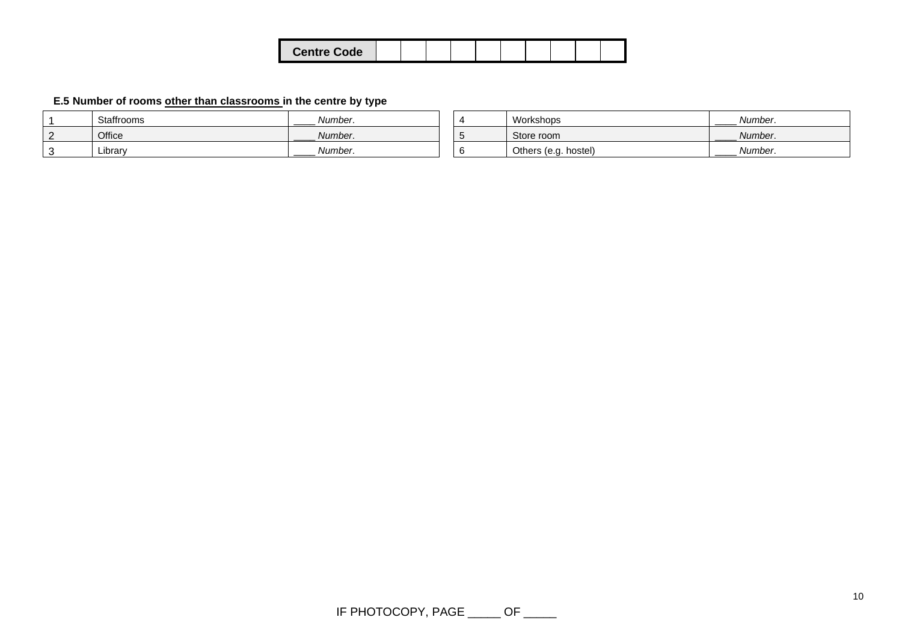| Centre Code | | | | | | | | | | |
|---|---|---|---|---|---|---|---|---|---|---|

**E.5 Number of rooms <u>other than classrooms</u> in the centre by type**

| | | | | | | |
|---|---|---|---|---|---|---|
| 1 | Staffrooms | ____ *Number*. | | 4 | Workshops | ____ *Number*. |
| 2 | Office | ____ *Number*. | | 5 | Store room | ____ *Number*. |
| 3 | Library | ____ *Number*. | | 6 | Others (e.g. hostel) | ____ *Number*. |

IF PHOTOCOPY, PAGE _____ OF _____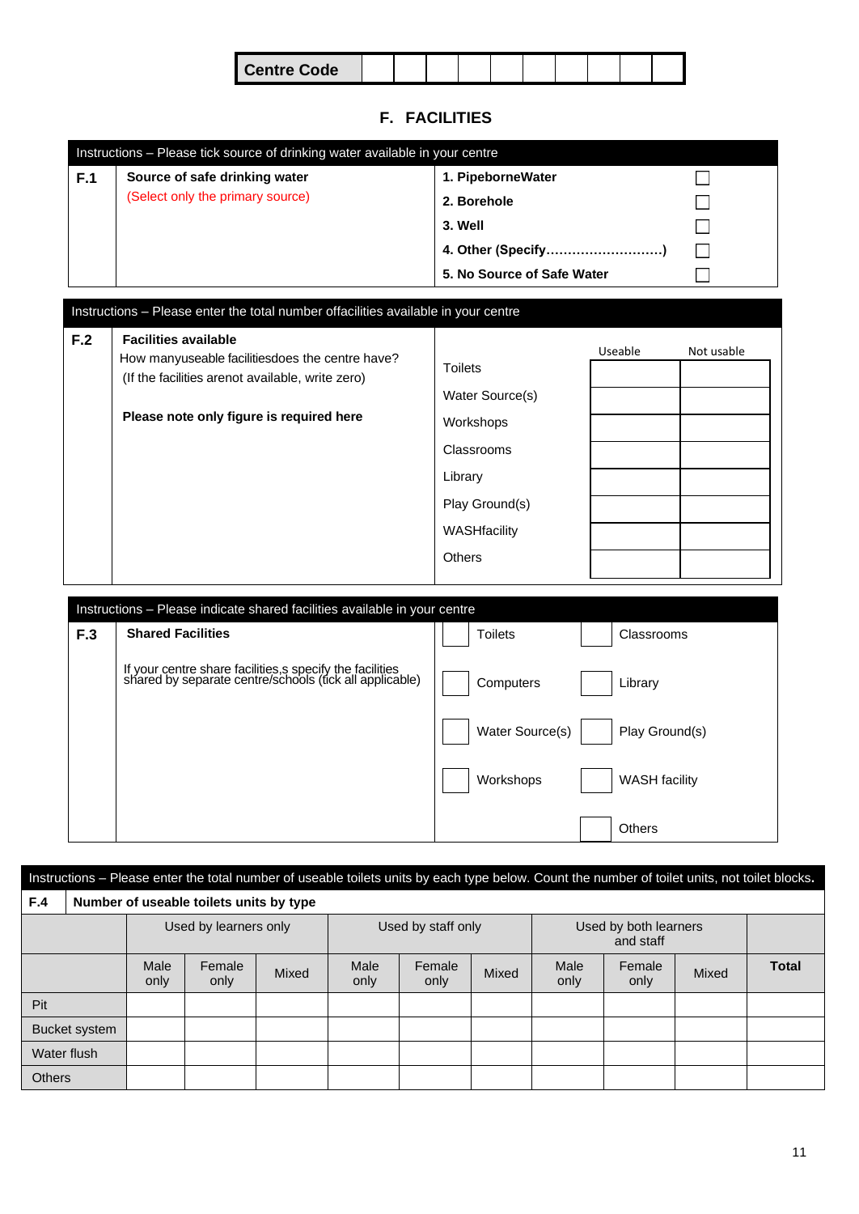| Centre Code | | | | | | | | | | |
|---|---|---|---|---|---|---|---|---|---|---|

## F. FACILITIES

| Instructions – Please tick source of drinking water available in your centre | | | |
|---|---|---|---|
| **F.1** | **Source of safe drinking water** (Select only the primary source) | **1. PipeborneWater** | ☐ |
| | | **2. Borehole** | ☐ |
| | | **3. Well** | ☐ |
| | | **4. Other (Specify……………………….)** | ☐ |
| | | **5. No Source of Safe Water** | ☐ |

| Instructions – Please enter the total number offacilities available in your centre | | | | |
|---|---|---|---|---|
| **F.2** | **Facilities available** How many useable facilitiesdoes the centre have? (If the facilities arenot available, write zero) **Please note only figure is required here** | | Useable | Not usable |
| | | Toilets | | |
| | | Water Source(s) | | |
| | | Workshops | | |
| | | Classrooms | | |
| | | Library | | |
| | | Play Ground(s) | | |
| | | WASHfacility | | |
| | | Others | | |

| Instructions – Please indicate shared facilities available in your centre | | | |
|---|---|---|---|
| **F.3** | **Shared Facilities** If your centre share facilities,s specify the facilities shared by separate centre/schools (tick all applicable) | ☐ Toilets | ☐ Classrooms |
| | | ☐ Computers | ☐ Library |
| | | ☐ Water Source(s) | ☐ Play Ground(s) |
| | | ☐ Workshops | ☐ WASH facility |
| | | | ☐ Others |

Instructions – Please enter the total number of useable toilets units by each type below. Count the number of toilet units, not toilet blocks.

**F.4** **Number of useable toilets units by type**

| | Used by learners only | | | Used by staff only | | | Used by both learners and staff | | | |
|---|---|---|---|---|---|---|---|---|---|---|
| | Male only | Female only | Mixed | Male only | Female only | Mixed | Male only | Female only | Mixed | **Total** |
| Pit | | | | | | | | | | |
| Bucket system | | | | | | | | | | |
| Water flush | | | | | | | | | | |
| Others | | | | | | | | | | |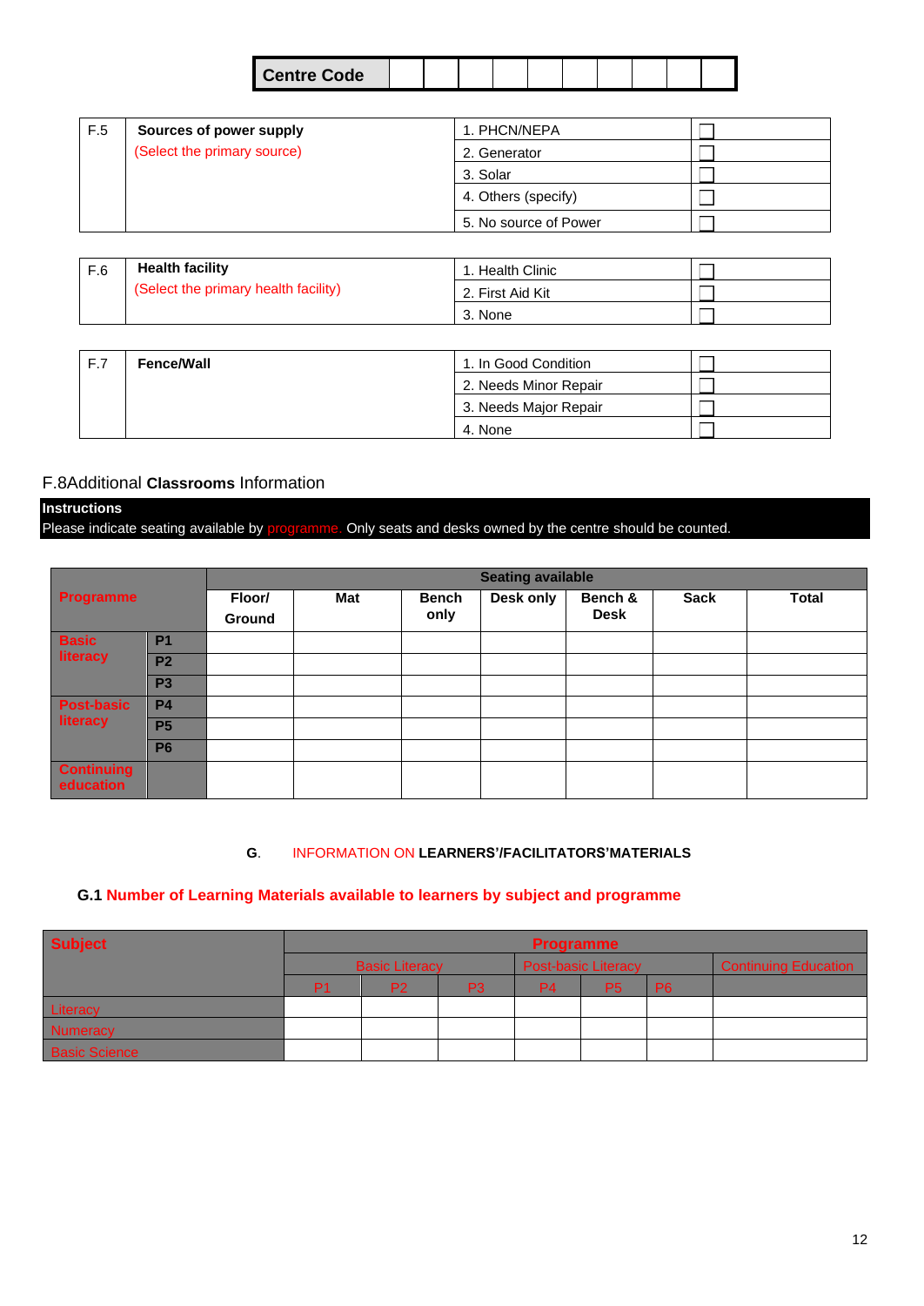| Centre Code | | | | | | | | | | |
|---|---|---|---|---|---|---|---|---|---|---|

| | | | |
|---|---|---|---|
| F.5 | **Sources of power supply**<br>(Select the primary source) | 1. PHCN/NEPA | ☐ |
| | | 2. Generator | ☐ |
| | | 3. Solar | ☐ |
| | | 4. Others (specify) | ☐ |
| | | 5. No source of Power | ☐ |

| | | | |
|---|---|---|---|
| F.6 | **Health facility**<br>(Select the primary health facility) | 1. Health Clinic | ☐ |
| | | 2. First Aid Kit | ☐ |
| | | 3. None | ☐ |

| | | | |
|---|---|---|---|
| F.7 | **Fence/Wall** | 1. In Good Condition | ☐ |
| | | 2. Needs Minor Repair | ☐ |
| | | 3. Needs Major Repair | ☐ |
| | | 4. None | ☐ |

F.8Additional **Classrooms** Information

**Instructions**
Please indicate seating available by programme. Only seats and desks owned by the centre should be counted.

| Programme | | Seating available | | | | | | |
|---|---|---|---|---|---|---|---|---|
| | | **Floor/ Ground** | **Mat** | **Bench only** | **Desk only** | **Bench & Desk** | **Sack** | **Total** |
| **Basic literacy** | **P1** | | | | | | | |
| | **P2** | | | | | | | |
| | **P3** | | | | | | | |
| **Post-basic literacy** | **P4** | | | | | | | |
| | **P5** | | | | | | | |
| | **P6** | | | | | | | |
| **Continuing education** | | | | | | | | |

**G.** INFORMATION ON **LEARNERS'/FACILITATORS'MATERIALS**

**G.1 Number of Learning Materials available to learners by subject and programme**

| Subject | Programme | | | | | | |
|---|---|---|---|---|---|---|---|
| | Basic Literacy | | | Post-basic Literacy | | | Continuing Education |
| | P1 | P2 | P3 | P4 | P5 | P6 | |
| Literacy | | | | | | | |
| Numeracy | | | | | | | |
| Basic Science | | | | | | | |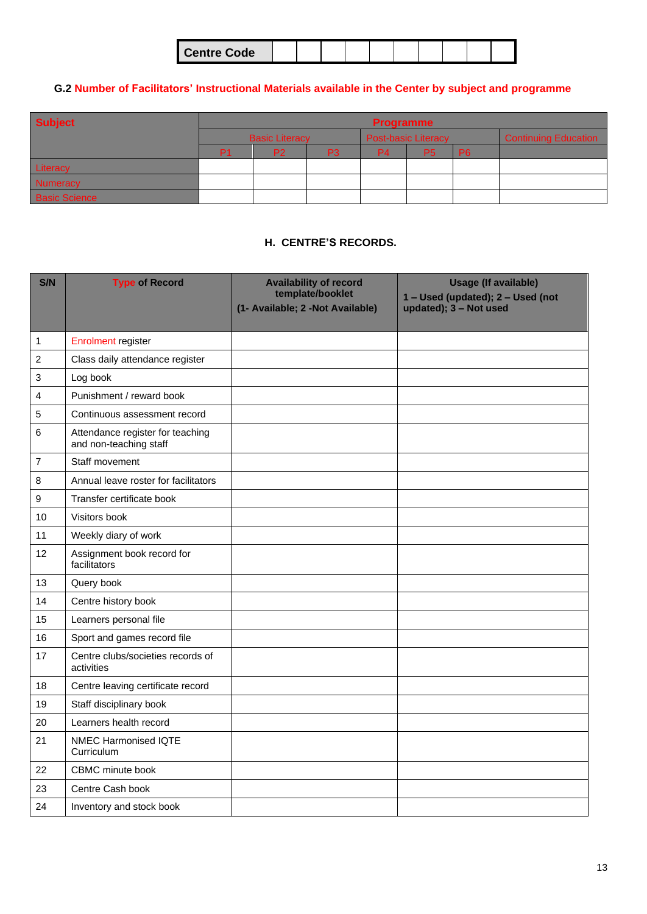| Centre Code | | | | | | | | | | |
|---|---|---|---|---|---|---|---|---|---|---|

### G.2 Number of Facilitators' Instructional Materials available in the Center by subject and programme

| Subject | Programme | | | | | | |
|---|---|---|---|---|---|---|---|
| | Basic Literacy | | | Post-basic Literacy | | | Continuing Education |
| | P1 | P2 | P3 | P4 | P5 | P6 | |
| Literacy | | | | | | | |
| Numeracy | | | | | | | |
| Basic Science | | | | | | | |

## H. CENTRE'S RECORDS.

| S/N | Type of Record | Availability of record template/booklet (1- Available; 2 -Not Available) | Usage (If available) 1 – Used (updated); 2 – Used (not updated); 3 – Not used |
|---|---|---|---|
| 1 | Enrolment register | | |
| 2 | Class daily attendance register | | |
| 3 | Log book | | |
| 4 | Punishment / reward book | | |
| 5 | Continuous assessment record | | |
| 6 | Attendance register for teaching and non-teaching staff | | |
| 7 | Staff movement | | |
| 8 | Annual leave roster for facilitators | | |
| 9 | Transfer certificate book | | |
| 10 | Visitors book | | |
| 11 | Weekly diary of work | | |
| 12 | Assignment book record for facilitators | | |
| 13 | Query book | | |
| 14 | Centre history book | | |
| 15 | Learners personal file | | |
| 16 | Sport and games record file | | |
| 17 | Centre clubs/societies records of activities | | |
| 18 | Centre leaving certificate record | | |
| 19 | Staff disciplinary book | | |
| 20 | Learners health record | | |
| 21 | NMEC Harmonised IQTE Curriculum | | |
| 22 | CBMC minute book | | |
| 23 | Centre Cash book | | |
| 24 | Inventory and stock book | | |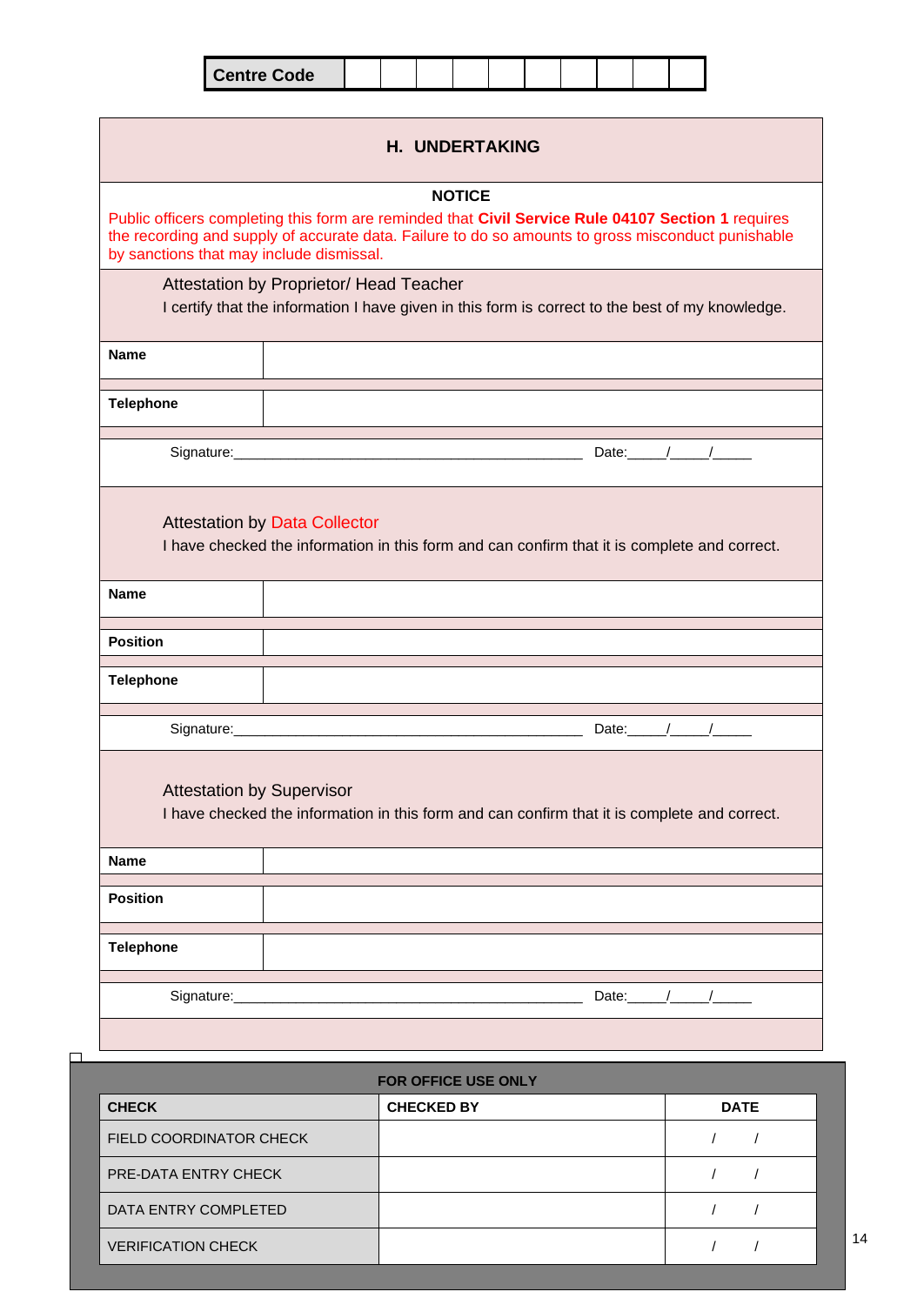| Centre Code | | | | | | | | | | |
|---|---|---|---|---|---|---|---|---|---|---|

## H. UNDERTAKING

**NOTICE**

Public officers completing this form are reminded that **Civil Service Rule 04107 Section 1** requires the recording and supply of accurate data. Failure to do so amounts to gross misconduct punishable by sanctions that may include dismissal.

### Attestation by Proprietor/ Head Teacher

I certify that the information I have given in this form is correct to the best of my knowledge.

| | |
|---|---|
| **Name** | |
| **Telephone** | |

Signature:\_\_\_\_\_\_\_\_\_\_\_\_\_\_\_\_\_\_\_\_\_\_\_\_\_\_\_\_\_\_\_\_\_\_\_\_\_\_\_\_ Date:\_\_\_\_\_/\_\_\_\_\_/\_\_\_\_\_

### Attestation by Data Collector

I have checked the information in this form and can confirm that it is complete and correct.

| | |
|---|---|
| **Name** | |
| **Position** | |
| **Telephone** | |

Signature:\_\_\_\_\_\_\_\_\_\_\_\_\_\_\_\_\_\_\_\_\_\_\_\_\_\_\_\_\_\_\_\_\_\_\_\_\_\_\_\_ Date:\_\_\_\_\_/\_\_\_\_\_/\_\_\_\_\_

### Attestation by Supervisor

I have checked the information in this form and can confirm that it is complete and correct.

| | |
|---|---|
| **Name** | |
| **Position** | |
| **Telephone** | |

Signature:\_\_\_\_\_\_\_\_\_\_\_\_\_\_\_\_\_\_\_\_\_\_\_\_\_\_\_\_\_\_\_\_\_\_\_\_\_\_\_\_ Date:\_\_\_\_\_/\_\_\_\_\_/\_\_\_\_\_

**FOR OFFICE USE ONLY**

| CHECK | CHECKED BY | DATE |
|---|---|---|
| FIELD COORDINATOR CHECK | | / / |
| PRE-DATA ENTRY CHECK | | / / |
| DATA ENTRY COMPLETED | | / / |
| VERIFICATION CHECK | | / / |